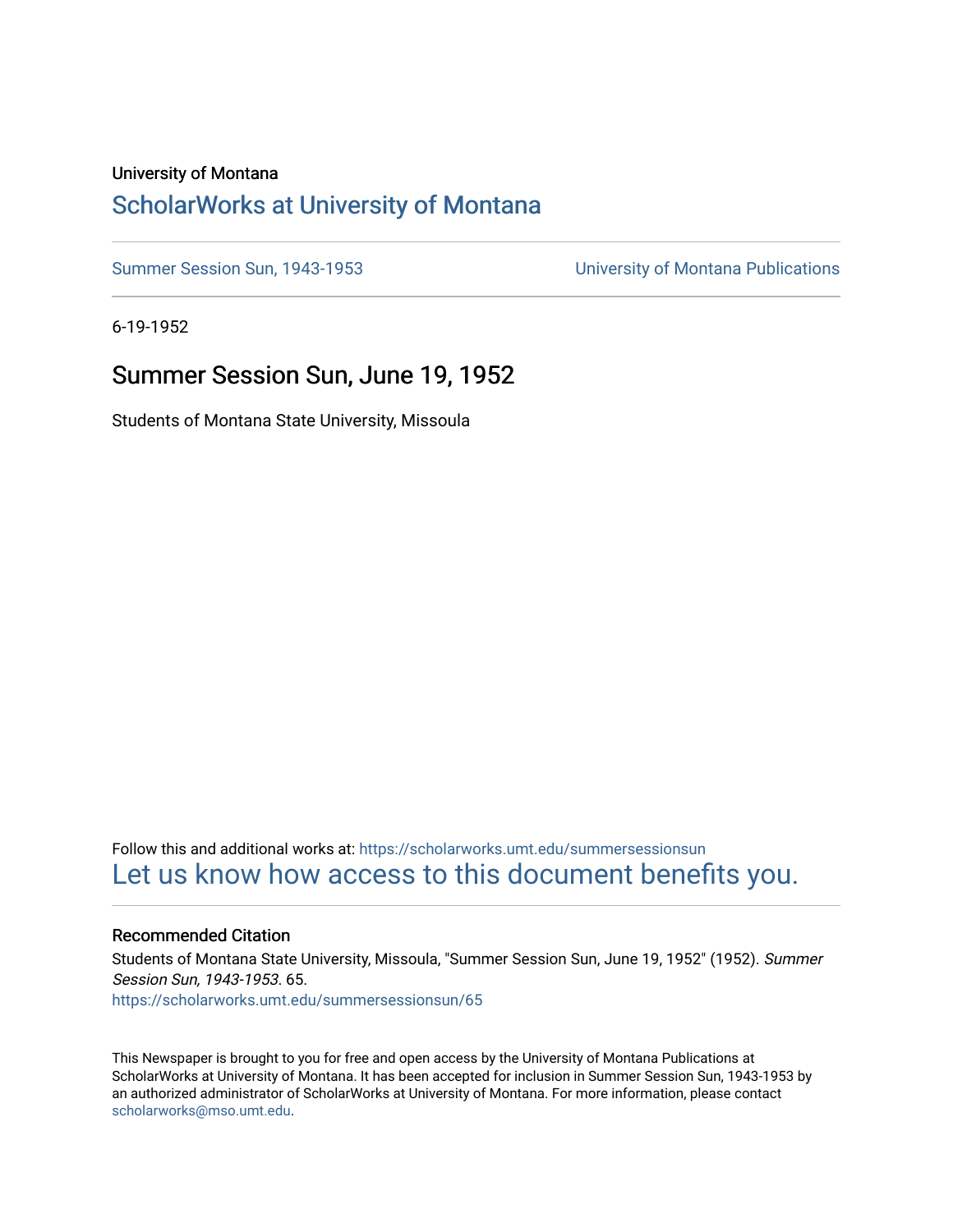University of Montana

# ScholarWorks at University of Montana

Summer Session Sun, 1943-1953

University of Montana Publications

6-19-1952

## Summer Session Sun, June 19, 1952

Students of Montana State University, Missoula

Follow this and additional works at: https://scholarworks.umt.edu/summersessionsun

Let us know how access to this document benefits you.

### Recommended Citation

Students of Montana State University, Missoula, "Summer Session Sun, June 19, 1952" (1952). *Summer Session Sun, 1943-1953*. 65.
https://scholarworks.umt.edu/summersessionsun/65

This Newspaper is brought to you for free and open access by the University of Montana Publications at ScholarWorks at University of Montana. It has been accepted for inclusion in Summer Session Sun, 1943-1953 by an authorized administrator of ScholarWorks at University of Montana. For more information, please contact scholarworks@mso.umt.edu.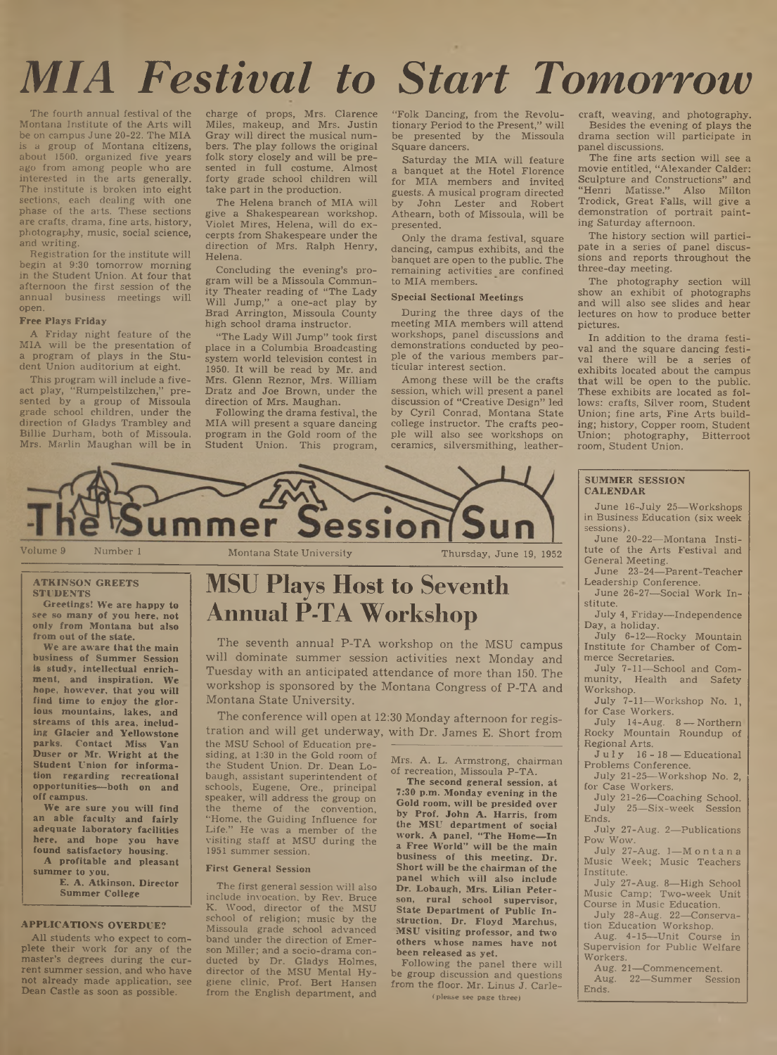# MIA Festival to Start Tomorrow

The fourth annual festival of the Montana Institute of the Arts will be on campus June 20-22. The MIA is a group of Montana citizens, about 1500, organized five years ago from among people who are interested in the arts generally. The institute is broken into eight sections, each dealing with one phase of the arts. These sections are crafts, drama, fine arts, history, photography, music, social science, and writing.

Registration for the institute will begin at 9:30 tomorrow morning in the Student Union. At four that afternoon the first session of the annual business meetings will open.

### Free Plays Friday

A Friday night feature of the MIA will be the presentation of a program of plays in the Student Union auditorium at eight.

This program will include a five-act play, "Rumpelstilzchen," presented by a group of Missoula grade school children, under the direction of Gladys Trambley and Billie Durham, both of Missoula. Mrs. Marlin Maughan will be in charge of props, Mrs. Clarence Miles, makeup, and Mrs. Justin Gray will direct the musical numbers. The play follows the original folk story closely and will be presented in full costume. Almost forty grade school children will take part in the production.

The Helena branch of MIA will give a Shakespearean workshop. Violet Mires, Helena, will do excerpts from Shakespeare under the direction of Mrs. Ralph Henry, Helena.

Concluding the evening's program will be a Missoula Community Theater reading of "The Lady Will Jump," a one-act play by Brad Arrington, Missoula County high school drama instructor.

"The Lady Will Jump" took first place in a Columbia Broadcasting system world television contest in 1950. It will be read by Mr. and Mrs. Glenn Reznor, Mrs. William Dratz and Joe Brown, under the direction of Mrs. Maughan.

Following the drama festival, the MIA will present a square dancing program in the Gold room of the Student Union. This program, "Folk Dancing, from the Revolutionary Period to the Present," will be presented by the Missoula Square dancers.

Saturday the MIA will feature a banquet at the Hotel Florence for MIA members and invited guests. A musical program directed by John Lester and Robert Athearn, both of Missoula, will be presented.

Only the drama festival, square dancing, campus exhibits, and the banquet are open to the public. The remaining activities are confined to MIA members.

### Special Sectional Meetings

During the three days of the meeting MIA members will attend workshops, panel discussions and demonstrations conducted by people of the various members particular interest section.

Among these will be the crafts session, which will present a panel discussion of "Creative Design" led by Cyril Conrad, Montana State college instructor. The crafts people will also see workshops on ceramics, silversmithing, leathercraft, weaving, and photography.

Besides the evening of plays the drama section will participate in panel discussions.

The fine arts section will see a movie entitled, "Alexander Calder: Sculpture and Constructions" and "Henri Matisse." Also Milton Trodick, Great Falls, will give a demonstration of portrait painting Saturday afternoon.

The history section will participate in a series of panel discussions and reports throughout the three-day meeting.

The photography section will show an exhibit of photographs and will also see slides and hear lectures on how to produce better pictures.

In addition to the drama festival and the square dancing festival there will be a series of exhibits located about the campus that will be open to the public. These exhibits are located as follows: crafts, Silver room, Student Union; fine arts, Fine Arts building; history, Copper room, Student Union; photography, Bitterroot room, Student Union.

# The Summer Session Sun

Volume 9 Number 1 — Montana State University — Thursday, June 19, 1952

### ATKINSON GREETS STUDENTS

**Greetings! We are happy to see so many of you here, not only from Montana but also from out of the state.**

**We are aware that the main business of Summer Session is study, intellectual enrichment, and inspiration. We hope, however, that you will find time to enjoy the glorious mountains, lakes, and streams of this area, including Glacier and Yellowstone parks. Contact Miss Van Duser or Mr. Wright at the Student Union for information regarding recreational opportunities—both on and off campus.**

**We are sure you will find an able faculty and fairly adequate laboratory facilities here, and hope you have found satisfactory housing.**

**A profitable and pleasant summer to you.**

**E. A. Atkinson, Director Summer College**

### APPLICATIONS OVERDUE?

All students who expect to complete their work for any of the master's degrees during the current summer session, and who have not already made application, see Dean Castle as soon as possible.

## MSU Plays Host to Seventh Annual P-TA Workshop

The seventh annual P-TA workshop on the MSU campus will dominate summer session activities next Monday and Tuesday with an anticipated attendance of more than 150. The workshop is sponsored by the Montana Congress of P-TA and Montana State University.

The conference will open at 12:30 Monday afternoon for registration and will get underway, with Dr. James E. Short from the MSU School of Education presiding, at 1:30 in the Gold room of the Student Union. Dr. Dean Lobaugh, assistant superintendent of schools, Eugene, Ore., principal speaker, will address the group on the theme of the convention, "Home, the Guiding Influence for Life." He was a member of the visiting staff at MSU during the 1951 summer session.

### First General Session

The first general session will also include invocation, by Rev. Bruce K. Wood, director of the MSU school of religion; music by the Missoula grade school advanced band under the direction of Emerson Miller; and a socio-drama conducted by Dr. Gladys Holmes, director of the MSU Mental Hygiene clinic, Prof. Bert Hansen from the English department, and Mrs. A. L. Armstrong, chairman of recreation, Missoula P-TA.

**The second general session, at 7:30 p.m. Monday evening in the Gold room, will be presided over by Prof. John A. Harris, from the MSU department of social work. A panel, "The Home—In a Free World" will be the main business of this meeting. Dr. Short will be the chairman of the panel which will also include Dr. Lobaugh, Mrs. Lilian Peterson, rural school supervisor, State Department of Public Instruction, Dr. Floyd Marchus, MSU visiting professor, and two others whose names have not been released as yet.**

Following the panel there will be group discussion and questions from the floor. Mr. Linus J. Carle-

(please see page three)

### SUMMER SESSION CALENDAR

June 16-July 25—Workshops in Business Education (six week sessions).

June 20-22—Montana Institute of the Arts Festival and General Meeting.

June 23-24—Parent-Teacher Leadership Conference.

June 26-27—Social Work Institute.

July 4, Friday—Independence Day, a holiday.

July 6-12—Rocky Mountain Institute for Chamber of Commerce Secretaries.

July 7-11—School and Community, Health and Safety Workshop.

July 7-11—Workshop No. 1, for Case Workers.

July 14-Aug. 8—Northern Rocky Mountain Roundup of Regional Arts.

July 16-18—Educational Problems Conference.

July 21-25—Workshop No. 2, for Case Workers.

July 21-26—Coaching School.

July 25—Six-week Session Ends.

July 27-Aug. 2—Publications Pow Wow.

July 27-Aug. 1—Montana Music Week; Music Teachers Institute.

July 27-Aug. 8—High School Music Camp; Two-week Unit Course in Music Education.

July 28-Aug. 22—Conservation Education Workshop.

Aug. 4-15—Unit Course in Supervision for Public Welfare Workers.

Aug. 21—Commencement.

Aug. 22—Summer Session Ends.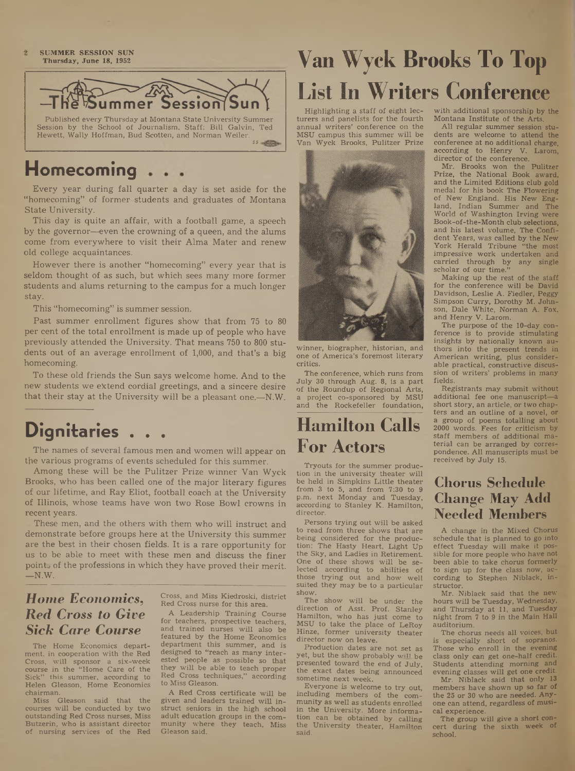# The Summer Session Sun

Published every Thursday at Montana State University Summer Session by the School of Journalism. Staff: Bill Galvin, Ted Hewett, Wally Hoffman, Bud Scotten, and Norman Weiler.

## Homecoming . . .

Every year during fall quarter a day is set aside for the "homecoming" of former students and graduates of Montana State University.

This day is quite an affair, with a football game, a speech by the governor—even the crowning of a queen, and the alums come from everywhere to visit their Alma Mater and renew old college acquaintances.

However there is another "homecoming" every year that is seldom thought of as such, but which sees many more former students and alums returning to the campus for a much longer stay.

This "homecoming" is summer session.

Past summer enrollment figures show that from 75 to 80 per cent of the total enrollment is made up of people who have previously attended the University. That means 750 to 800 students out of an average enrollment of 1,000, and that's a big homecoming.

To these old friends the Sun says welcome home. And to the new students we extend cordial greetings, and a sincere desire that their stay at the University will be a pleasant one.—N.W.

## Dignitaries . . .

The names of several famous men and women will appear on the various programs of events scheduled for this summer.

Among these will be the Pulitzer Prize winner Van Wyck Brooks, who has been called one of the major literary figures of our lifetime, and Ray Eliot, football coach at the University of Illinois, whose teams have won two Rose Bowl crowns in recent years.

These men, and the others with them who will instruct and demonstrate before groups here at the University this summer are the best in their chosen fields. It is a rare opportunity for us to be able to meet with these men and discuss the finer points of the professions in which they have proved their merit. —N.W.

## *Home Economics, Red Cross to Give Sick Care Course*

The Home Economics department, in cooperation with the Red Cross, will sponsor a six-week course in the "Home Care of the Sick" this summer, according to Helen Gleason, Home Economics chairman.

Miss Gleason said that the courses will be conducted by two outstanding Red Cross nurses, Miss Butzerin, who is assistant director of nursing services of the Red Cross, and Miss Kiedroski, district Red Cross nurse for this area.

A Leadership Training Course for teachers, prospective teachers, and trained nurses will also be featured by the Home Economics department this summer, and is designed to "reach as many interested people as possible so that they will be able to teach proper Red Cross techniques," according to Miss Gleason.

A Red Cross certificate will be given and leaders trained will instruct seniors in the high school adult education groups in the community where they teach, Miss Gleason said.

# Van Wyck Brooks To Top List In Writers Conference

Highlighting a staff of eight lecturers and panelists for the fourth annual writers' conference on the MSU campus this summer will be Van Wyck Brooks, Pulitzer Prize winner, biographer, historian, and one of America's foremost literary critics.

The conference, which runs from July 30 through Aug. 8, is a part of the Roundup of Regional Arts, a project co-sponsored by MSU and the Rockefeller foundation, with additional sponsorship by the Montana Institute of the Arts.

All regular summer session students are welcome to attend the conference at no additional charge, according to Henry V. Larom, director of the conference.

Mr. Brooks won the Pulitzer Prize, the National Book award, and the Limited Editions club gold medal for his book The Flowering of New England. His New England, Indian Summer and The World of Washington Irving were Book-of-the-Month club selections, and his latest volume, The Confident Years, was called by the New York Herald Tribune "the most impressive work undertaken and carried through by any single scholar of our time."

Making up the rest of the staff for the conference will be David Davidson, Leslie A. Fiedler, Peggy Simpson Curry, Dorothy M. Johnson, Dale White, Norman A. Fox, and Henry V. Larom.

The purpose of the 10-day conference is to provide stimulating insights by nationally known authors into the present trends in American writing, plus considerable practical, constructive discussion of writers' problems in many fields.

Registrants may submit without additional fee one manuscript—a short story, an article, or two chapters and an outline of a novel, or a group of poems totalling about 2000 words. Fees for criticism by staff members of additional material can be arranged by correspondence. All manuscripts must be received by July 15.

## Hamilton Calls For Actors

Tryouts for the summer production in the university theater will be held in Simpkins Little theater from 3 to 5, and from 7:30 to 9 p.m. next Monday and Tuesday, according to Stanley K. Hamilton, director.

Persons trying out will be asked to read from three shows that are being considered for the production: The Hasty Heart, Light Up the Sky, and Ladies in Retirement. One of these shows will be selected according to abilities of those trying out and how well suited they may be to a particular show.

The show will be under the direction of Asst. Prof. Stanley Hamilton, who has just come to MSU to take the place of LeRoy Hinze, former university theater director now on leave.

Production dates are not set as yet, but the show probably will be presented toward the end of July, the exact dates being announced sometime next week.

Everyone is welcome to try out, including members of the community as well as students enrolled in the University. More information can be obtained by calling the University theater, Hamilton said.

## Chorus Schedule Change May Add Needed Members

A change in the Mixed Chorus schedule that is planned to go into effect Tuesday will make it possible for more people who have not been able to take chorus formerly to sign up for the class now, according to Stephen Niblack, instructor.

Mr. Niblack said that the new hours will be Tuesday, Wednesday, and Thursday at 11, and Tuesday night from 7 to 9 in the Main Hall auditorium.

The chorus needs all voices, but is especially short of sopranos. Those who enroll in the evening class only can get one-half credit. Students attending morning and evening classes will get one credit.

Mr. Niblack said that only 13 members have shown up so far of the 25 or 30 who are needed. Anyone can attend, regardless of musical experience.

The group will give a short concert during the sixth week of school.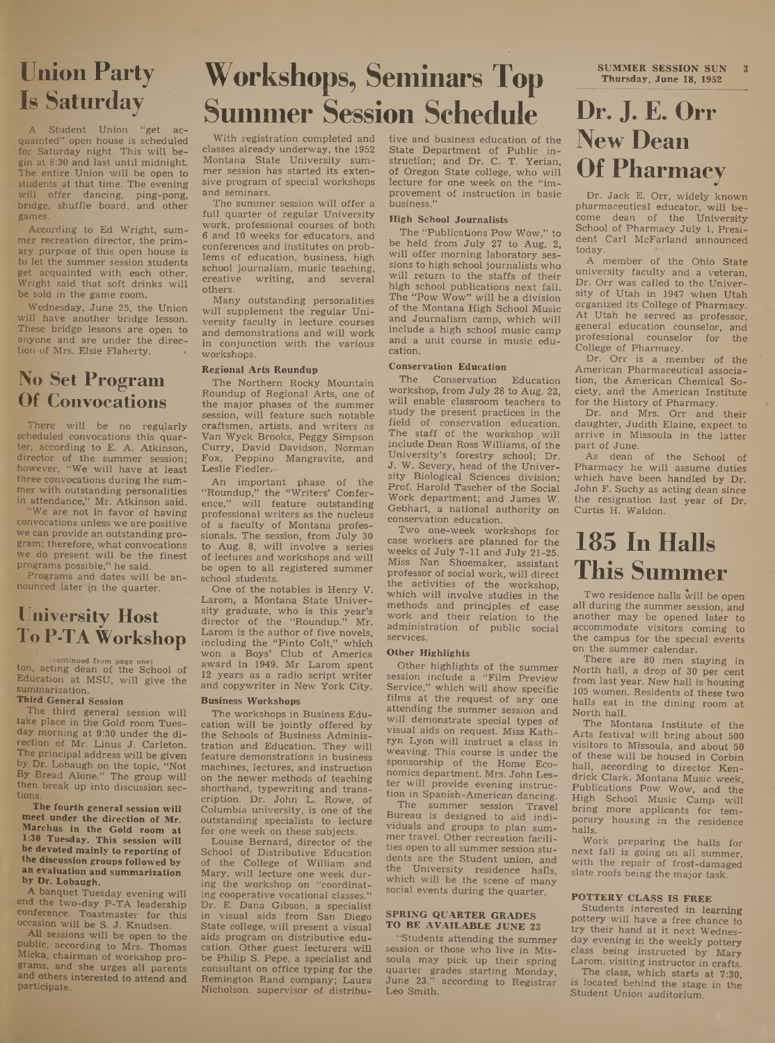# Union Party Is Saturday

A Student Union "get acquainted" open house is scheduled for Saturday night. This will begin at 8:30 and last until midnight. The entire Union will be open to students at that time. The evening will offer dancing, ping-pong, bridge, shuffle board, and other games.

According to Ed Wright, summer recreation director, the primary purpose of this open house is to let the summer session students get acquainted with each other. Wright said that soft drinks will be sold in the game room.

Wednesday, June 25, the Union will have another bridge lesson. These bridge lessons are open to anyone and are under the direction of Mrs. Elsie Flaherty.

# No Set Program Of Convocations

There will be no regularly scheduled convocations this quarter, according to E. A. Atkinson, director of the summer session; however, "We will have at least three convocations during the summer with outstanding personalities in attendance," Mr. Atkinson said.

"We are not in favor of having convocations unless we are positive we can provide an outstanding program; therefore, what convocations we do present will be the finest programs possible," he said.

Programs and dates will be announced later in the quarter.

# University Host To P-TA Workshop

(continued from page one)

ton, acting dean of the School of Education at MSU, will give the summarization.

**Third General Session**

The third general session will take place in the Gold room Tuesday morning at 9:30 under the direction of Mr. Linus J. Carleton. The principal address will be given by Dr. Lobaugh on the topic, "Not By Bread Alone." The group will then break up into discussion sections.

**The fourth general session will meet under the direction of Mr. Marchus in the Gold room at 1:30 Tuesday. This session will be devoted mainly to reporting of the discussion groups followed by an evaluation and summarization by Dr. Lobaugh.**

A banquet Tuesday evening will end the two-day P-TA leadership conference. Toastmaster for this occasion will be S. J. Knudsen.

All sessions will be open to the public, according to Mrs. Thomas Micka, chairman of workshop programs, and she urges all parents and others interested to attend and participate.

# Workshops, Seminars Top Summer Session Schedule

With registration completed and classes already underway, the 1952 Montana State University summer session has started its extensive program of special workshops and seminars.

The summer session will offer a full quarter of regular University work, professional courses of both 6 and 10 weeks for educators, and conferences and institutes on problems of education, business, high school journalism, music teaching, creative writing, and several others.

Many outstanding personalities will supplement the regular University faculty in lecture courses and demonstrations and will work in conjunction with the various workshops.

**Regional Arts Roundup**

The Northern Rocky Mountain Roundup of Regional Arts, one of the major phases of the summer session, will feature such notable craftsmen, artists, and writers as Van Wyck Brooks, Peggy Simpson Curry, David Davidson, Norman Fox, Peppino Mangravite, and Leslie Fiedler.

An important phase of the "Roundup," the "Writers' Conference," will feature outstanding professional writers as the nucleus of a faculty of Montana professionals. The session, from July 30 to Aug. 8, will involve a series of lectures and workshops and will be open to all registered summer school students.

One of the notables is Henry V. Larom, a Montana State University graduate, who is this year's director of the "Roundup." Mr. Larom is the author of five novels, including the "Pinto Colt," which won a Boys' Club of America award in 1949. Mr Larom spent 12 years as a radio script writer and copywriter in New York City.

**Business Workshops**

The workshops in Business Education will be jointly offered by the Schools of Business Administration and Education. They will feature demonstrations in business machines, lectures, and instruction on the newer methods of teaching shorthand, typewriting and transcription. Dr. John L. Rowe, of Columbia university, is one of the outstanding specialists to lecture for one week on these subjects.

Louise Bernard, director of the School of Distributive Education of the College of William and Mary, will lecture one week during the workshop on "coordinating cooperative vocational classes." Dr. E. Dana Gibson, a specialist in visual aids from San Diego State college, will present a visual aids program on distributive education. Other guest lecturers will be Philip S. Pepe, a specialist and consultant on office typing for the Remington Rand company; Laura Nicholson, supervisor of distributive and business education of the State Department of Public instruction; and Dr. C. T. Yerian, of Oregon State college, who will lecture for one week on the "improvement of instruction in basic business."

**High School Journalists**

The "Publications Pow Wow," to be held from July 27 to Aug. 2, will offer morning laboratory sessions to high school journalists who will return to the staffs of their high school publications next fall. The "Pow Wow" will be a division of the Montana High School Music and Journalism camp, which will include a high school music camp and a unit course in music education.

**Conservation Education**

The Conservation Education workshop, from July 28 to Aug. 22, will enable classroom teachers to study the present practices in the field of conservation education. The staff of the workshop will include Dean Ross Williams, of the University's forestry school; Dr. J. W. Severy, head of the University Biological Sciences division; Prof. Harold Tascher of the Social Work department; and James W. Gebhart, a national authority on conservation education.

Two one-week workshops for case workers are planned for the weeks of July 7-11 and July 21-25. Miss Nan Shoemaker, assistant professor of social work, will direct the activities of the workshop, which will involve studies in the methods and principles of case work and their relation to the administration of public social services.

**Other Highlights**

Other highlights of the summer session include a "Film Preview Service," which will show specific films at the request of any one attending the summer session and will demonstrate special types of visual aids on request. Miss Kathryn Lyon will instruct a class in weaving. This course is under the sponsorship of the Home Economics department. Mrs. John Lester will provide evening instruction in Spanish-American dancing.

The summer session Travel Bureau is designed to aid individuals and groups to plan summer travel. Other recreation facilities open to all summer session students are the Student union, and the University residence halls, which will be the scene of many social events during the quarter.

**SPRING QUARTER GRADES TO BE AVAILABLE JUNE 23**

"Students attending the summer session or those who live in Missoula may pick up their spring quarter grades starting Monday, June 23," according to Registrar Leo Smith.

# Dr. J. E. Orr New Dean Of Pharmacy

Dr. Jack E. Orr, widely known pharmaceutical educator, will become dean of the University School of Pharmacy July 1, President Carl McFarland announced today.

A member of the Ohio State university faculty and a veteran, Dr. Orr was called to the University of Utah in 1947 when Utah organized its College of Pharmacy. At Utah he served as professor, general education counselor, and professional counselor for the College of Pharmacy.

Dr. Orr is a member of the American Pharmaceutical association, the American Chemical Society, and the American Institute for the History of Pharmacy.

Dr. and Mrs. Orr and their daughter, Judith Elaine, expect to arrive in Missoula in the latter part of June.

As dean of the School of Pharmacy he will assume duties which have been handled by Dr. John F. Suchy as acting dean since the resignation last year of Dr. Curtis H. Waldon.

# 185 In Halls This Summer

Two residence halls will be open all during the summer session, and another may be opened later to accommodate visitors coming to the campus for the special events on the summer calendar.

There are 80 men staying in North hall, a drop of 30 per cent from last year. New hall is housing 105 women. Residents of these two halls eat in the dining room at North hall.

The Montana Institute of the Arts festival will bring about 500 visitors to Missoula, and about 50 of these will be housed in Corbin hall, according to director Kendrick Clark. Montana Music week, Publications Pow Wow, and the High School Music Camp will bring more applicants for temporary housing in the residence halls.

Work preparing the halls for next fall is going on all summer, with the repair of frost-damaged slate roofs being the major task.

**POTTERY CLASS IS FREE**

Students interested in learning pottery will have a free chance to try their hand at it next Wednesday evening in the weekly pottery class being instructed by Mary Larom, visiting instructor in crafts.

The class, which starts at 7:30, is located behind the stage in the Student Union auditorium.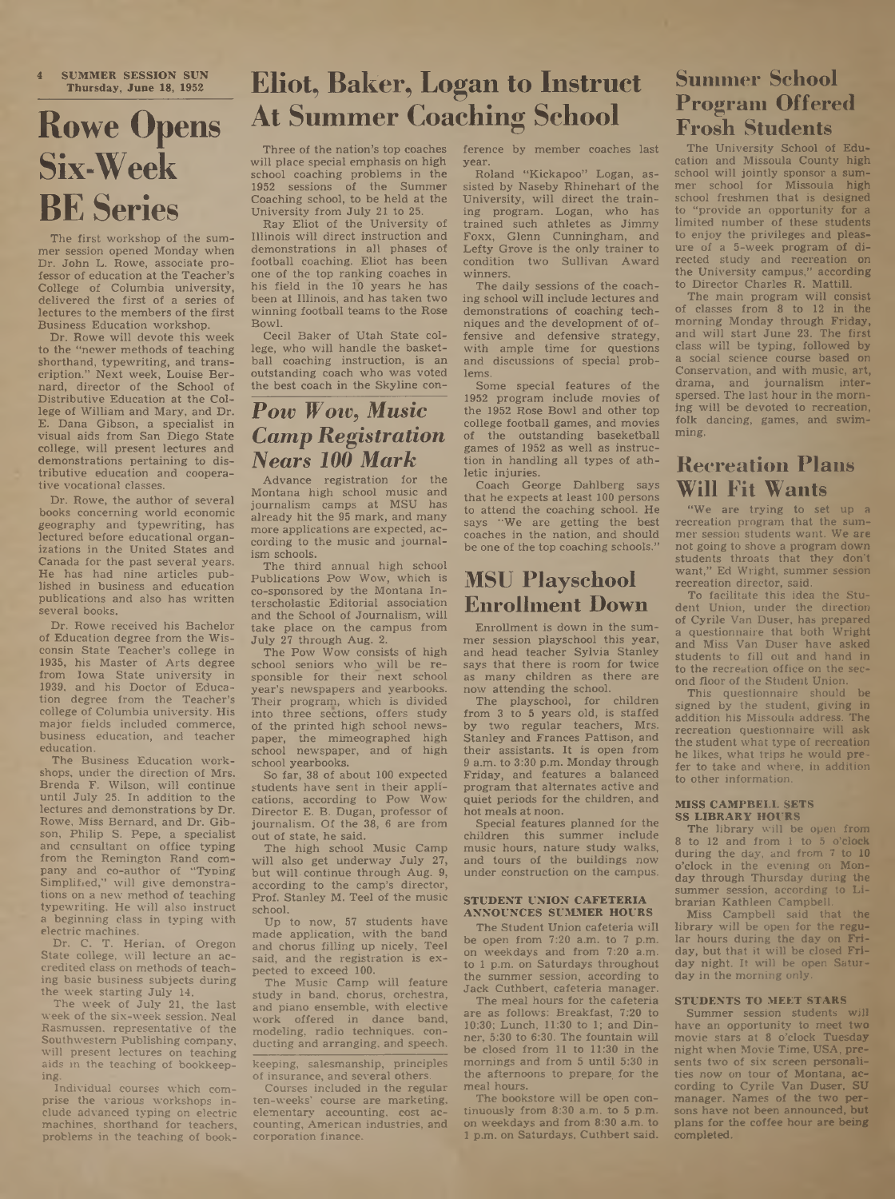# Rowe Opens Six-Week BE Series

The first workshop of the summer session opened Monday when Dr. John L. Rowe, associate professor of education at the Teacher's College of Columbia university, delivered the first of a series of lectures to the members of the first Business Education workshop.

Dr. Rowe will devote this week to the "newer methods of teaching shorthand, typewriting, and transcription." Next week, Louise Bernard, director of the School of Distributive Education at the College of William and Mary, and Dr. E. Dana Gibson, a specialist in visual aids from San Diego State college, will present lectures and demonstrations pertaining to distributive education and cooperative vocational classes.

Dr. Rowe, the author of several books concerning world economic geography and typewriting, has lectured before educational organizations in the United States and Canada for the past several years. He has had nine articles published in business and education publications and also has written several books.

Dr. Rowe received his Bachelor of Education degree from the Wisconsin State Teacher's college in 1935, his Master of Arts degree from Iowa State university in 1939, and his Doctor of Education degree from the Teacher's college of Columbia university. His major fields included commerce, business education, and teacher education.

The Business Education workshops, under the direction of Mrs. Brenda F. Wilson, will continue until July 25. In addition to the lectures and demonstrations by Dr. Rowe, Miss Bernard, and Dr. Gibson, Philip S. Pepe, a specialist and consultant on office typing from the Remington Rand company and co-author of "Typing Simplified," will give demonstrations on a new method of teaching typewriting. He will also instruct a beginning class in typing with electric machines.

Dr. C. T. Herian, of Oregon State college, will lecture an accredited class on methods of teaching basic business subjects during the week starting July 14.

The week of July 21, the last week of the six-week session, Neal Rasmussen, representative of the Southwestern Publishing company, will present lectures on teaching aids in the teaching of bookkeeping.

Individual courses which comprise the various workshops include advanced typing on electric machines, shorthand for teachers, problems in the teaching of bookkeeping, salesmanship, principles of insurance, and several others.

Courses included in the regular ten-weeks' course are marketing, elementary accounting, cost accounting, American industries, and corporation finance.

# Eliot, Baker, Logan to Instruct At Summer Coaching School

Three of the nation's top coaches will place special emphasis on high school coaching problems in the 1952 sessions of the Summer Coaching school, to be held at the University from July 21 to 25.

Ray Eliot of the University of Illinois will direct instruction and demonstrations in all phases of football coaching. Eliot has been one of the top ranking coaches in his field in the 10 years he has been at Illinois, and has taken two winning football teams to the Rose Bowl.

Cecil Baker of Utah State college, who will handle the basketball coaching instruction, is an outstanding coach who was voted the best coach in the Skyline conference by member coaches last year.

Roland "Kickapoo" Logan, assisted by Naseby Rhinehart of the University, will direct the training program. Logan, who has trained such athletes as Jimmy Foxx, Glenn Cunningham, and Lefty Grove is the only trainer to condition two Sullivan Award winners.

The daily sessions of the coaching school will include lectures and demonstrations of coaching techniques and the development of offensive and defensive strategy, with ample time for questions and discussions of special problems.

Some special features of the 1952 program include movies of the 1952 Rose Bowl and other top college football games, and movies of the outstanding basketball games of 1952 as well as instruction in handling all types of athletic injuries.

Coach George Dahlberg says that he expects at least 100 persons to attend the coaching school. He says "We are getting the best coaches in the nation, and should be one of the top coaching schools."

## *Pow Wow, Music Camp Registration Nears 100 Mark*

Advance registration for the Montana high school music and journalism camps at MSU has already hit the 95 mark, and many more applications are expected, according to the music and journalism schools.

The third annual high school Publications Pow Wow, which is co-sponsored by the Montana Interscholastic Editorial association and the School of Journalism, will take place on the campus from July 27 through Aug. 2.

The Pow Wow consists of high school seniors who will be responsible for their next school year's newspapers and yearbooks. Their program, which is divided into three sections, offers study of the printed high school newspaper, the mimeographed high school newspaper, and of high school yearbooks.

So far, 38 of about 100 expected students have sent in their applications, according to Pow Wow Director E. B. Dugan, professor of journalism. Of the 38, 6 are from out of state, he said.

The high school Music Camp will also get underway July 27, but will continue through Aug. 9, according to the camp's director, Prof. Stanley M. Teel of the music school.

Up to now, 57 students have made application, with the band and chorus filling up nicely, Teel said, and the registration is expected to exceed 100.

The Music Camp will feature study in band, chorus, orchestra, and piano ensemble, with elective work offered in dance band, modeling, radio techniques, conducting and arranging, and speech.

## MSU Playschool Enrollment Down

Enrollment is down in the summer session playschool this year, and head teacher Sylvia Stanley says that there is room for twice as many children as there are now attending the school.

The playschool, for children from 3 to 5 years old, is staffed by two regular teachers, Mrs. Stanley and Frances Pattison, and their assistants. It is open from 9 a.m. to 3:30 p.m. Monday through Friday, and features a balanced program that alternates active and quiet periods for the children, and hot meals at noon.

Special features planned for the children this summer include music hours, nature study walks, and tours of the buildings now under construction on the campus.

#### STUDENT UNION CAFETERIA ANNOUNCES SUMMER HOURS

The Student Union cafeteria will be open from 7:20 a.m. to 7 p.m. on weekdays and from 7:20 a.m. to 1 p.m. on Saturdays throughout the summer session, according to Jack Cuthbert, cafeteria manager.

The meal hours for the cafeteria are as follows: Breakfast, 7:20 to 10:30; Lunch, 11:30 to 1; and Dinner, 5:30 to 6:30. The fountain will be closed from 11 to 11:30 in the mornings and from 5 until 5:30 in the afternoons to prepare for the meal hours.

The bookstore will be open continuously from 8:30 a.m. to 5 p.m. on weekdays and from 8:30 a.m. to 1 p.m. on Saturdays, Cuthbert said.

## Summer School Program Offered Frosh Students

The University School of Education and Missoula County high school will jointly sponsor a summer school for Missoula high school freshmen that is designed to "provide an opportunity for a limited number of these students to enjoy the privileges and pleasure of a 5-week program of directed study and recreation on the University campus," according to Director Charles R. Mattill.

The main program will consist of classes from 8 to 12 in the morning Monday through Friday, and will start June 23. The first class will be typing, followed by a social science course based on Conservation, and with music, art, drama, and journalism interspersed. The last hour in the morning will be devoted to recreation, folk dancing, games, and swimming.

## Recreation Plans Will Fit Wants

"We are trying to set up a recreation program that the summer session students want. We are not going to shove a program down students throats that they don't want," Ed Wright, summer session recreation director, said.

To facilitate this idea the Student Union, under the direction of Cyrile Van Duser, has prepared a questionnaire that both Wright and Miss Van Duser have asked students to fill out and hand in to the recreation office on the second floor of the Student Union.

This questionnaire should be signed by the student, giving in addition his Missoula address. The recreation questionnaire will ask the student what type of recreation he likes, what trips he would prefer to take and where, in addition to other information.

#### MISS CAMPBELL SETS SS LIBRARY HOURS

The library will be open from 8 to 12 and from 1 to 5 o'clock during the day, and from 7 to 10 o'clock in the evening on Monday through Thursday during the summer session, according to Librarian Kathleen Campbell.

Miss Campbell said that the library will be open for the regular hours during the day on Friday, but that it will be closed Friday night. It will be open Saturday in the morning only.

#### STUDENTS TO MEET STARS

Summer session students will have an opportunity to meet two movie stars at 8 o'clock Tuesday night when Movie Time, USA, presents two of six screen personalities now on tour of Montana, according to Cyrile Van Duser, SU manager. Names of the two persons have not been announced, but plans for the coffee hour are being completed.